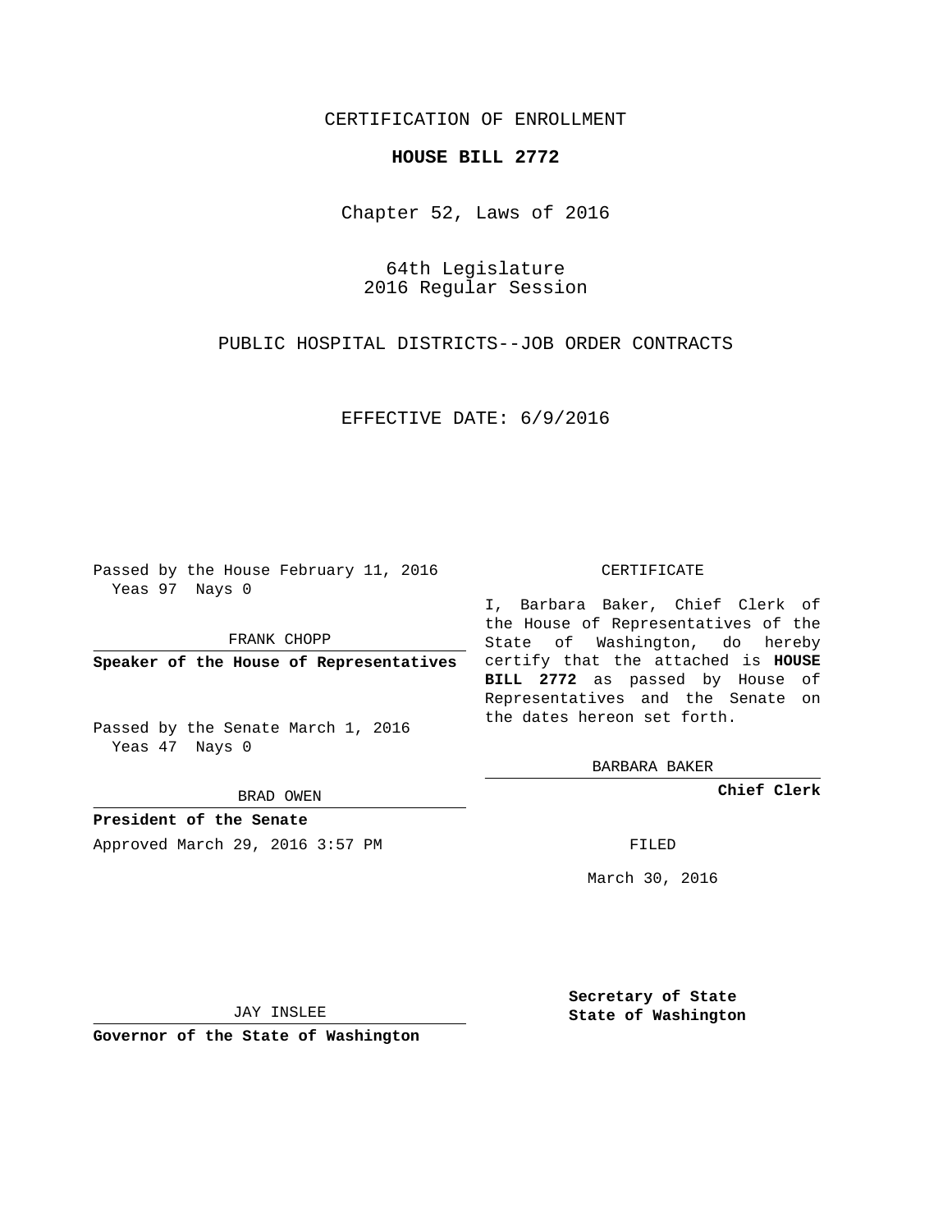CERTIFICATION OF ENROLLMENT

# HOUSE BILL 2772

Chapter 52, Laws of 2016

64th Legislature
2016 Regular Session

PUBLIC HOSPITAL DISTRICTS--JOB ORDER CONTRACTS

EFFECTIVE DATE: 6/9/2016

Passed by the House February 11, 2016
Yeas 97 Nays 0

FRANK CHOPP

**Speaker of the House of Representatives**

Passed by the Senate March 1, 2016
Yeas 47 Nays 0

BRAD OWEN

**President of the Senate**

Approved March 29, 2016 3:57 PM

JAY INSLEE

**Governor of the State of Washington**

CERTIFICATE

I, Barbara Baker, Chief Clerk of the House of Representatives of the State of Washington, do hereby certify that the attached is **HOUSE BILL 2772** as passed by House of Representatives and the Senate on the dates hereon set forth.

BARBARA BAKER

**Chief Clerk**

FILED

March 30, 2016

**Secretary of State**
**State of Washington**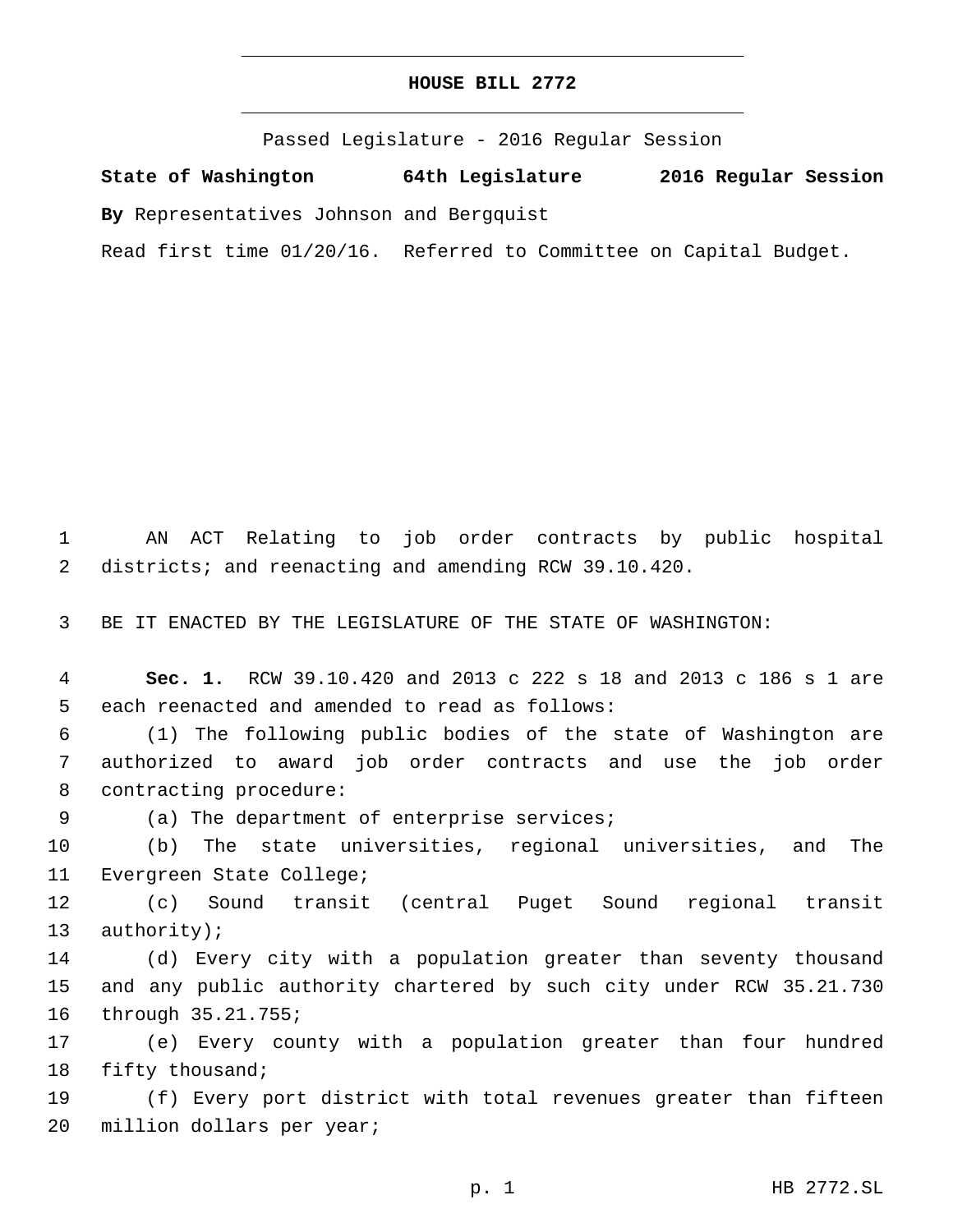# HOUSE BILL 2772

Passed Legislature - 2016 Regular Session

**State of Washington 64th Legislature 2016 Regular Session**

**By** Representatives Johnson and Bergquist

Read first time 01/20/16. Referred to Committee on Capital Budget.

AN ACT Relating to job order contracts by public hospital districts; and reenacting and amending RCW 39.10.420.

BE IT ENACTED BY THE LEGISLATURE OF THE STATE OF WASHINGTON:

**Sec. 1.** RCW 39.10.420 and 2013 c 222 s 18 and 2013 c 186 s 1 are each reenacted and amended to read as follows:

(1) The following public bodies of the state of Washington are authorized to award job order contracts and use the job order contracting procedure:

(a) The department of enterprise services;

(b) The state universities, regional universities, and The Evergreen State College;

(c) Sound transit (central Puget Sound regional transit authority);

(d) Every city with a population greater than seventy thousand and any public authority chartered by such city under RCW 35.21.730 through 35.21.755;

(e) Every county with a population greater than four hundred fifty thousand;

(f) Every port district with total revenues greater than fifteen million dollars per year;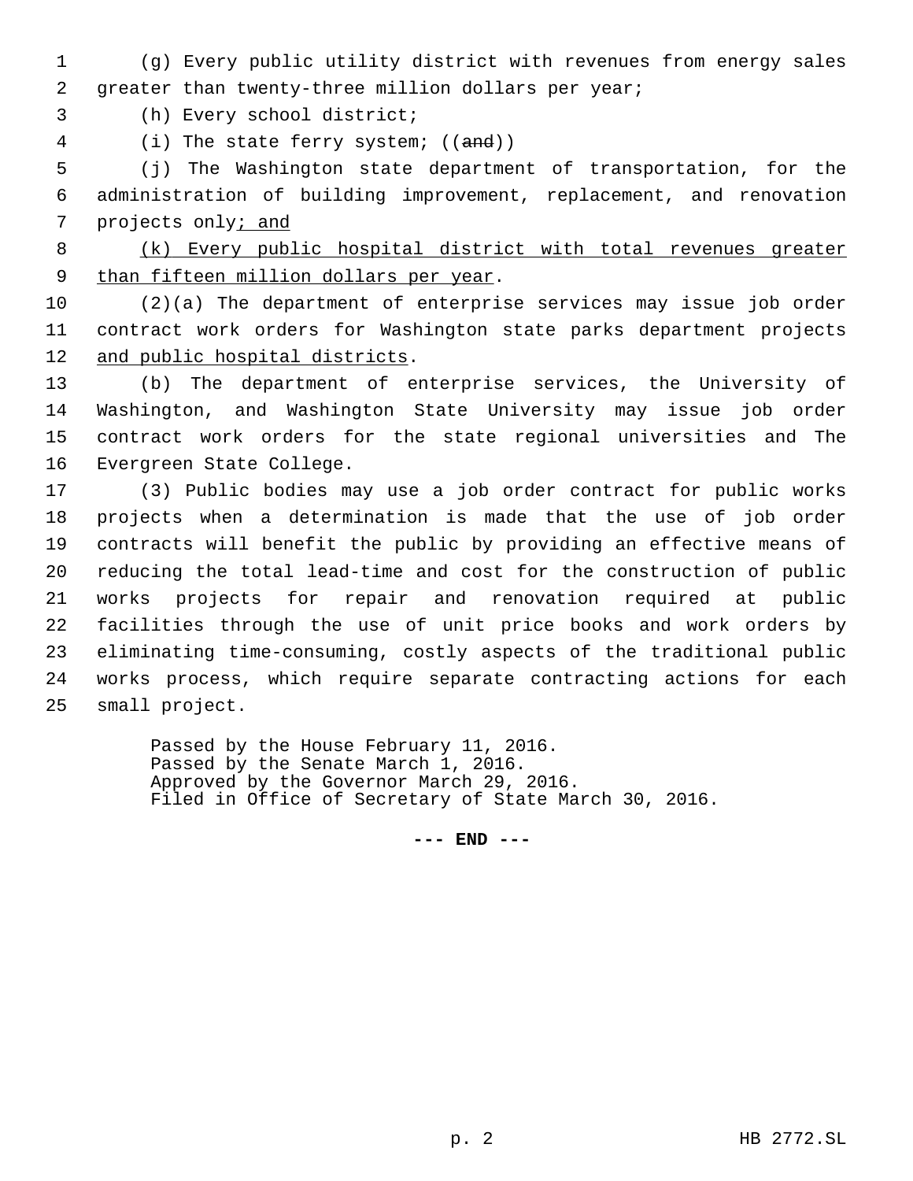(g) Every public utility district with revenues from energy sales greater than twenty-three million dollars per year;

(h) Every school district;

(i) The state ferry system; ((~~and~~))

(j) The Washington state department of transportation, for the administration of building improvement, replacement, and renovation projects only<u>; and</u>

<u>(k) Every public hospital district with total revenues greater than fifteen million dollars per year</u>.

(2)(a) The department of enterprise services may issue job order contract work orders for Washington state parks department projects <u>and public hospital districts</u>.

(b) The department of enterprise services, the University of Washington, and Washington State University may issue job order contract work orders for the state regional universities and The Evergreen State College.

(3) Public bodies may use a job order contract for public works projects when a determination is made that the use of job order contracts will benefit the public by providing an effective means of reducing the total lead-time and cost for the construction of public works projects for repair and renovation required at public facilities through the use of unit price books and work orders by eliminating time-consuming, costly aspects of the traditional public works process, which require separate contracting actions for each small project.

Passed by the House February 11, 2016.
Passed by the Senate March 1, 2016.
Approved by the Governor March 29, 2016.
Filed in Office of Secretary of State March 30, 2016.

--- END ---